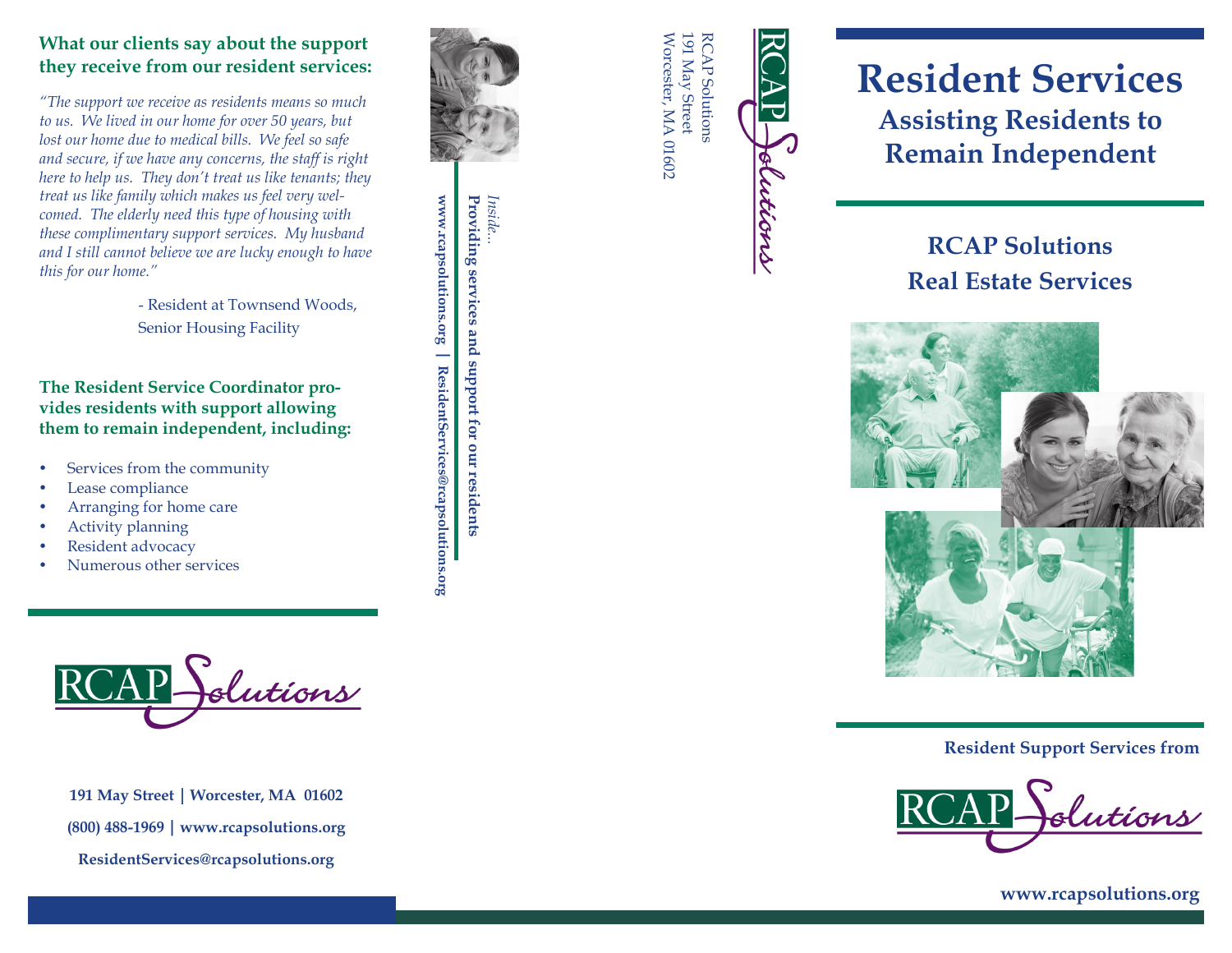## What our clients say about the support they receive from our resident services:

*"The support we receive as residents means so much to us. We lived in our home for over 50 years, but lost our home due to medical bills. We feel so safe and secure, if we have any concerns, the staff is right here to help us. They don't treat us like tenants; they treat us like family which makes us feel very welcomed. The elderly need this type of housing with these complimentary support services. My husband and I still cannot believe we are lucky enough to have this for our home."*

- Resident at Townsend Woods, Senior Housing Facility

## The Resident Service Coordinator provides residents with support allowing them to remain independent, including:

- Services from the community
- Lease compliance
- Arranging for home care
- Activity planning
- Resident advocacy
- Numerous other services

RCAP Solutions

**191 May Street | Worcester, MA 01602**

**(800) 488-1969 | www.rcapsolutions.org**

**ResidentServices@rcapsolutions.org**

*Inside...*

**Providing services and support for our residents**

**www.rcapsolutions.org | ResidentServices@rcapsolutions.org**

RCAP Solutions
191 May Street
Worcester, MA 01602

# Resident Services

## Assisting Residents to Remain Independent

## RCAP Solutions Real Estate Services

**Resident Support Services from**

RCAP Solutions

**www.rcapsolutions.org**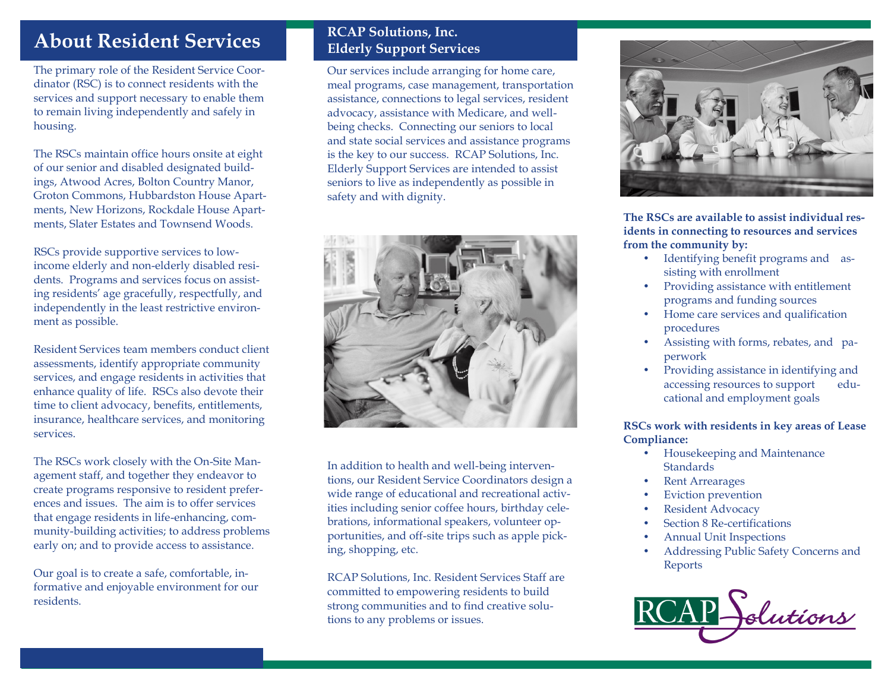## About Resident Services

The primary role of the Resident Service Coordinator (RSC) is to connect residents with the services and support necessary to enable them to remain living independently and safely in housing.

The RSCs maintain office hours onsite at eight of our senior and disabled designated buildings, Atwood Acres, Bolton Country Manor, Groton Commons, Hubbardston House Apartments, New Horizons, Rockdale House Apartments, Slater Estates and Townsend Woods.

RSCs provide supportive services to low-income elderly and non-elderly disabled residents. Programs and services focus on assisting residents' age gracefully, respectfully, and independently in the least restrictive environment as possible.

Resident Services team members conduct client assessments, identify appropriate community services, and engage residents in activities that enhance quality of life. RSCs also devote their time to client advocacy, benefits, entitlements, insurance, healthcare services, and monitoring services.

The RSCs work closely with the On-Site Management staff, and together they endeavor to create programs responsive to resident preferences and issues. The aim is to offer services that engage residents in life-enhancing, community-building activities; to address problems early on; and to provide access to assistance.

Our goal is to create a safe, comfortable, informative and enjoyable environment for our residents.

## RCAP Solutions, Inc. Elderly Support Services

Our services include arranging for home care, meal programs, case management, transportation assistance, connections to legal services, resident advocacy, assistance with Medicare, and well-being checks. Connecting our seniors to local and state social services and assistance programs is the key to our success. RCAP Solutions, Inc. Elderly Support Services are intended to assist seniors to live as independently as possible in safety and with dignity.

In addition to health and well-being interventions, our Resident Service Coordinators design a wide range of educational and recreational activities including senior coffee hours, birthday celebrations, informational speakers, volunteer opportunities, and off-site trips such as apple picking, shopping, etc.

RCAP Solutions, Inc. Resident Services Staff are committed to empowering residents to build strong communities and to find creative solutions to any problems or issues.

**The RSCs are available to assist individual residents in connecting to resources and services from the community by:**

- Identifying benefit programs and assisting with enrollment
- Providing assistance with entitlement programs and funding sources
- Home care services and qualification procedures
- Assisting with forms, rebates, and paperwork
- Providing assistance in identifying and accessing resources to support educational and employment goals

**RSCs work with residents in key areas of Lease Compliance:**

- Housekeeping and Maintenance Standards
- Rent Arrearages
- Eviction prevention
- Resident Advocacy
- Section 8 Re-certifications
- Annual Unit Inspections
- Addressing Public Safety Concerns and Reports

RCAP Solutions